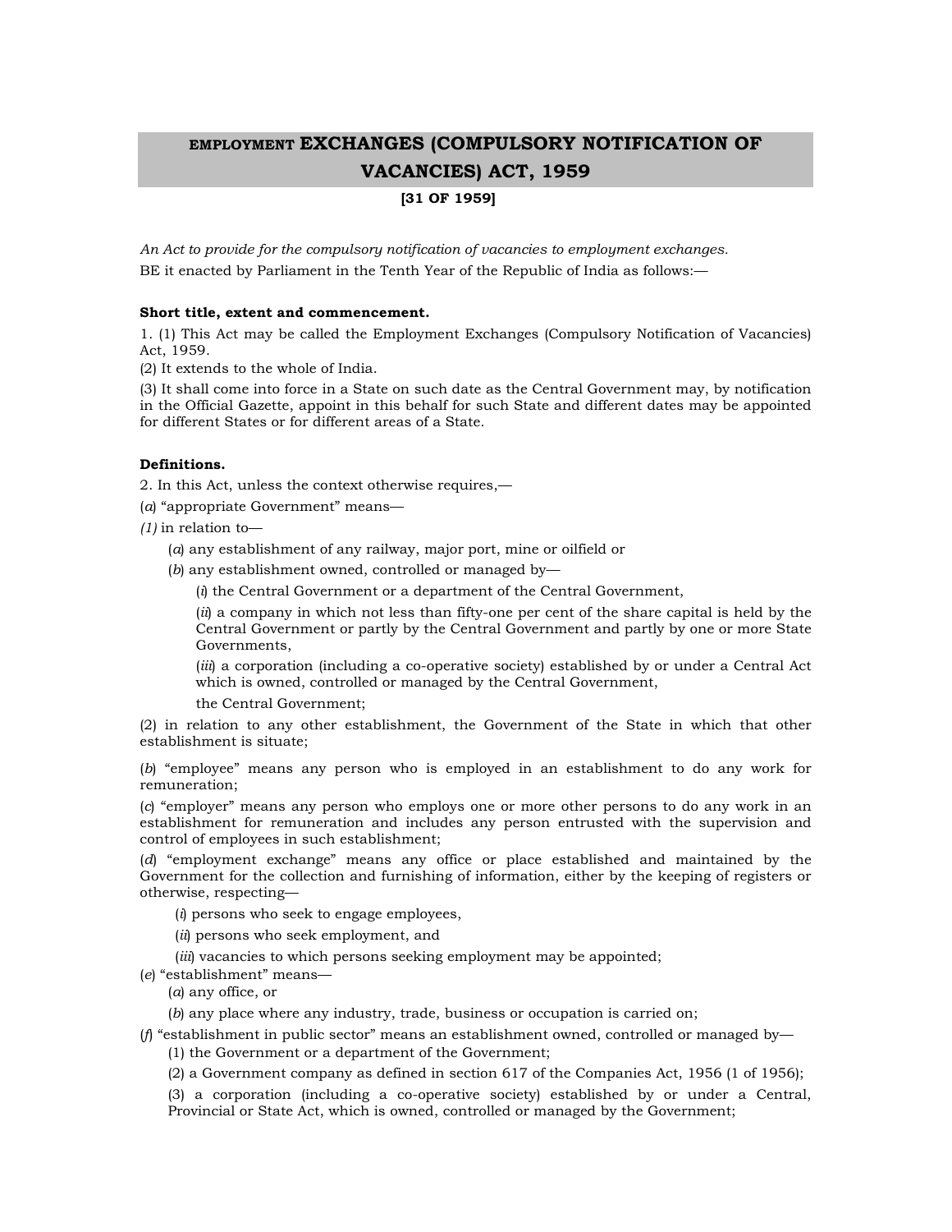# EMPLOYMENT EXCHANGES (COMPULSORY NOTIFICATION OF VACANCIES) ACT, 1959

**[31 OF 1959]**

*An Act to provide for the compulsory notification of vacancies to employment exchanges.*

BE it enacted by Parliament in the Tenth Year of the Republic of India as follows:—

**Short title, extent and commencement.**

1. (1) This Act may be called the Employment Exchanges (Compulsory Notification of Vacancies) Act, 1959.

(2) It extends to the whole of India.

(3) It shall come into force in a State on such date as the Central Government may, by notification in the Official Gazette, appoint in this behalf for such State and different dates may be appointed for different States or for different areas of a State.

**Definitions.**

2. In this Act, unless the context otherwise requires,—

(*a*) "appropriate Government" means—

*(1)* in relation to—

(*a*) any establishment of any railway, major port, mine or oilfield or

(*b*) any establishment owned, controlled or managed by—

(*i*) the Central Government or a department of the Central Government,

(*ii*) a company in which not less than fifty-one per cent of the share capital is held by the Central Government or partly by the Central Government and partly by one or more State Governments,

(*iii*) a corporation (including a co-operative society) established by or under a Central Act which is owned, controlled or managed by the Central Government,

the Central Government;

(2) in relation to any other establishment, the Government of the State in which that other establishment is situate;

(*b*) "employee" means any person who is employed in an establishment to do any work for remuneration;

(*c*) "employer" means any person who employs one or more other persons to do any work in an establishment for remuneration and includes any person entrusted with the supervision and control of employees in such establishment;

(*d*) "employment exchange" means any office or place established and maintained by the Government for the collection and furnishing of information, either by the keeping of registers or otherwise, respecting—

(*i*) persons who seek to engage employees,

(*ii*) persons who seek employment, and

(*iii*) vacancies to which persons seeking employment may be appointed;

(*e*) "establishment" means—

(*a*) any office, or

(*b*) any place where any industry, trade, business or occupation is carried on;

(*f*) "establishment in public sector" means an establishment owned, controlled or managed by—

(1) the Government or a department of the Government;

(2) a Government company as defined in section 617 of the Companies Act, 1956 (1 of 1956);

(3) a corporation (including a co-operative society) established by or under a Central, Provincial or State Act, which is owned, controlled or managed by the Government;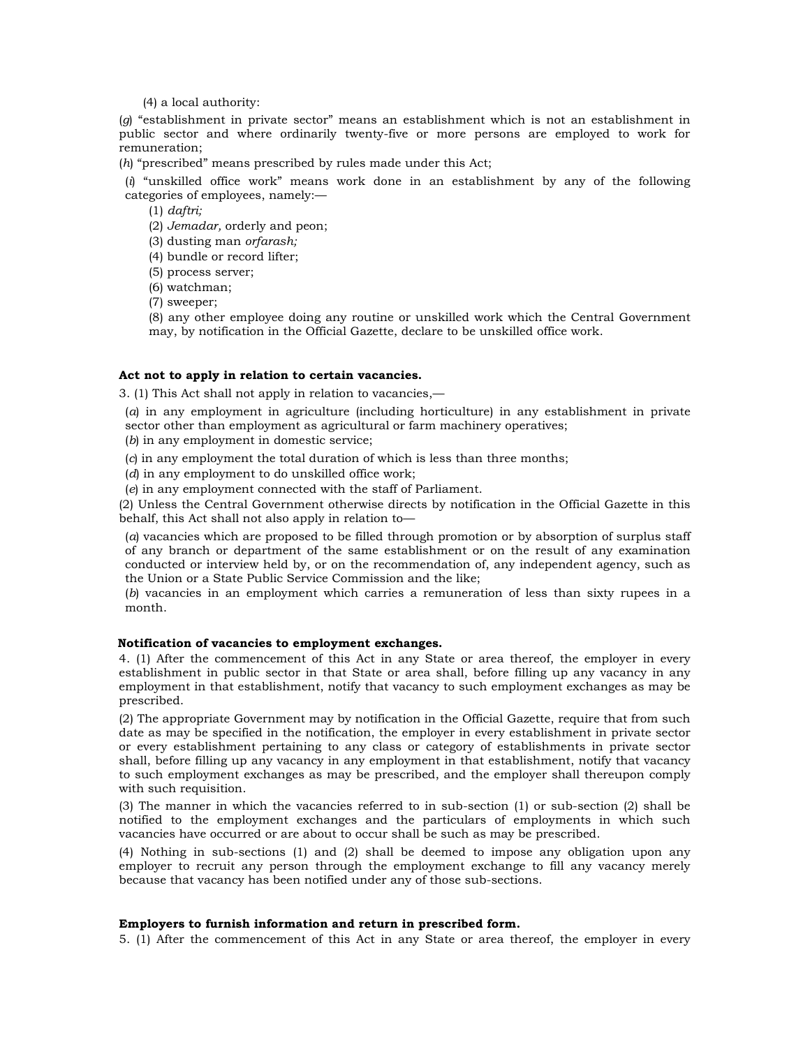(4) a local authority:

(*g*) "establishment in private sector" means an establishment which is not an establishment in public sector and where ordinarily twenty-five or more persons are employed to work for remuneration;

(*h*) "prescribed" means prescribed by rules made under this Act;

(*i*) "unskilled office work" means work done in an establishment by any of the following categories of employees, namely:—

(1) *daftri;*

(2) *Jemadar,* orderly and peon;

(3) dusting man *orfarash;*

(4) bundle or record lifter;

(5) process server;

(6) watchman;

(7) sweeper;

(8) any other employee doing any routine or unskilled work which the Central Government may, by notification in the Official Gazette, declare to be unskilled office work.

**Act not to apply in relation to certain vacancies.**

3. (1) This Act shall not apply in relation to vacancies,—

(*a*) in any employment in agriculture (including horticulture) in any establishment in private sector other than employment as agricultural or farm machinery operatives;

(*b*) in any employment in domestic service;

(*c*) in any employment the total duration of which is less than three months;

(*d*) in any employment to do unskilled office work;

(*e*) in any employment connected with the staff of Parliament.

(2) Unless the Central Government otherwise directs by notification in the Official Gazette in this behalf, this Act shall not also apply in relation to—

(*a*) vacancies which are proposed to be filled through promotion or by absorption of surplus staff of any branch or department of the same establishment or on the result of any examination conducted or interview held by, or on the recommendation of, any independent agency, such as the Union or a State Public Service Commission and the like;

(*b*) vacancies in an employment which carries a remuneration of less than sixty rupees in a month.

**Notification of vacancies to employment exchanges.**

4. (1) After the commencement of this Act in any State or area thereof, the employer in every establishment in public sector in that State or area shall, before filling up any vacancy in any employment in that establishment, notify that vacancy to such employment exchanges as may be prescribed.

(2) The appropriate Government may by notification in the Official Gazette, require that from such date as may be specified in the notification, the employer in every establishment in private sector or every establishment pertaining to any class or category of establishments in private sector shall, before filling up any vacancy in any employment in that establishment, notify that vacancy to such employment exchanges as may be prescribed, and the employer shall thereupon comply with such requisition.

(3) The manner in which the vacancies referred to in sub-section (1) or sub-section (2) shall be notified to the employment exchanges and the particulars of employments in which such vacancies have occurred or are about to occur shall be such as may be prescribed.

(4) Nothing in sub-sections (1) and (2) shall be deemed to impose any obligation upon any employer to recruit any person through the employment exchange to fill any vacancy merely because that vacancy has been notified under any of those sub-sections.

**Employers to furnish information and return in prescribed form.**

5. (1) After the commencement of this Act in any State or area thereof, the employer in every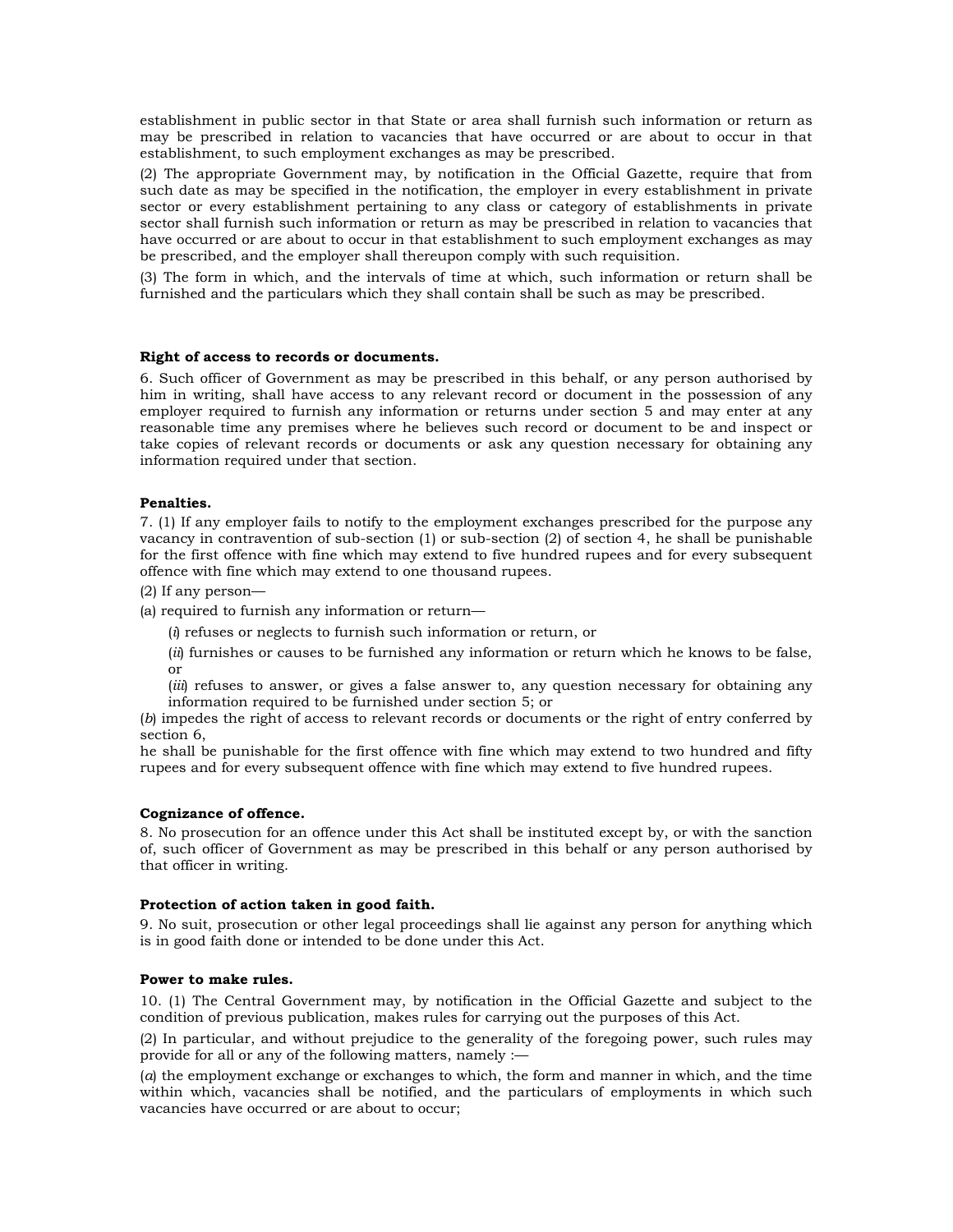establishment in public sector in that State or area shall furnish such information or return as may be prescribed in relation to vacancies that have occurred or are about to occur in that establishment, to such employment exchanges as may be prescribed.

(2) The appropriate Government may, by notification in the Official Gazette, require that from such date as may be specified in the notification, the employer in every establishment in private sector or every establishment pertaining to any class or category of establishments in private sector shall furnish such information or return as may be prescribed in relation to vacancies that have occurred or are about to occur in that establishment to such employment exchanges as may be prescribed, and the employer shall thereupon comply with such requisition.

(3) The form in which, and the intervals of time at which, such information or return shall be furnished and the particulars which they shall contain shall be such as may be prescribed.

**Right of access to records or documents.**

6. Such officer of Government as may be prescribed in this behalf, or any person authorised by him in writing, shall have access to any relevant record or document in the possession of any employer required to furnish any information or returns under section 5 and may enter at any reasonable time any premises where he believes such record or document to be and inspect or take copies of relevant records or documents or ask any question necessary for obtaining any information required under that section.

**Penalties.**

7. (1) If any employer fails to notify to the employment exchanges prescribed for the purpose any vacancy in contravention of sub-section (1) or sub-section (2) of section 4, he shall be punishable for the first offence with fine which may extend to five hundred rupees and for every subsequent offence with fine which may extend to one thousand rupees.

(2) If any person—

(a) required to furnish any information or return—

(*i*) refuses or neglects to furnish such information or return, or

(*ii*) furnishes or causes to be furnished any information or return which he knows to be false, or

(*iii*) refuses to answer, or gives a false answer to, any question necessary for obtaining any information required to be furnished under section 5; or

(*b*) impedes the right of access to relevant records or documents or the right of entry conferred by section 6,

he shall be punishable for the first offence with fine which may extend to two hundred and fifty rupees and for every subsequent offence with fine which may extend to five hundred rupees.

**Cognizance of offence.**

8. No prosecution for an offence under this Act shall be instituted except by, or with the sanction of, such officer of Government as may be prescribed in this behalf or any person authorised by that officer in writing.

**Protection of action taken in good faith.**

9. No suit, prosecution or other legal proceedings shall lie against any person for anything which is in good faith done or intended to be done under this Act.

**Power to make rules.**

10. (1) The Central Government may, by notification in the Official Gazette and subject to the condition of previous publication, makes rules for carrying out the purposes of this Act.

(2) In particular, and without prejudice to the generality of the foregoing power, such rules may provide for all or any of the following matters, namely :—

(*a*) the employment exchange or exchanges to which, the form and manner in which, and the time within which, vacancies shall be notified, and the particulars of employments in which such vacancies have occurred or are about to occur;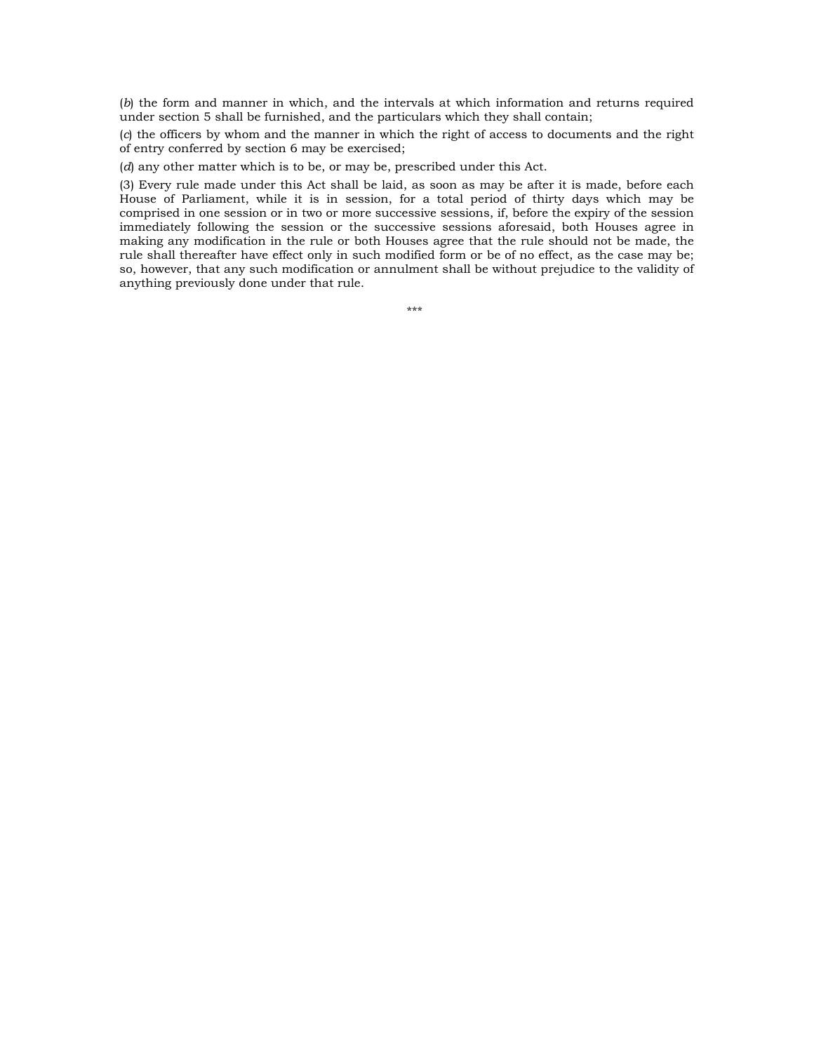(*b*) the form and manner in which, and the intervals at which information and returns required under section 5 shall be furnished, and the particulars which they shall contain;

(*c*) the officers by whom and the manner in which the right of access to documents and the right of entry conferred by section 6 may be exercised;

(*d*) any other matter which is to be, or may be, prescribed under this Act.

(3) Every rule made under this Act shall be laid, as soon as may be after it is made, before each House of Parliament, while it is in session, for a total period of thirty days which may be comprised in one session or in two or more successive sessions, if, before the expiry of the session immediately following the session or the successive sessions aforesaid, both Houses agree in making any modification in the rule or both Houses agree that the rule should not be made, the rule shall thereafter have effect only in such modified form or be of no effect, as the case may be; so, however, that any such modification or annulment shall be without prejudice to the validity of anything previously done under that rule.

***